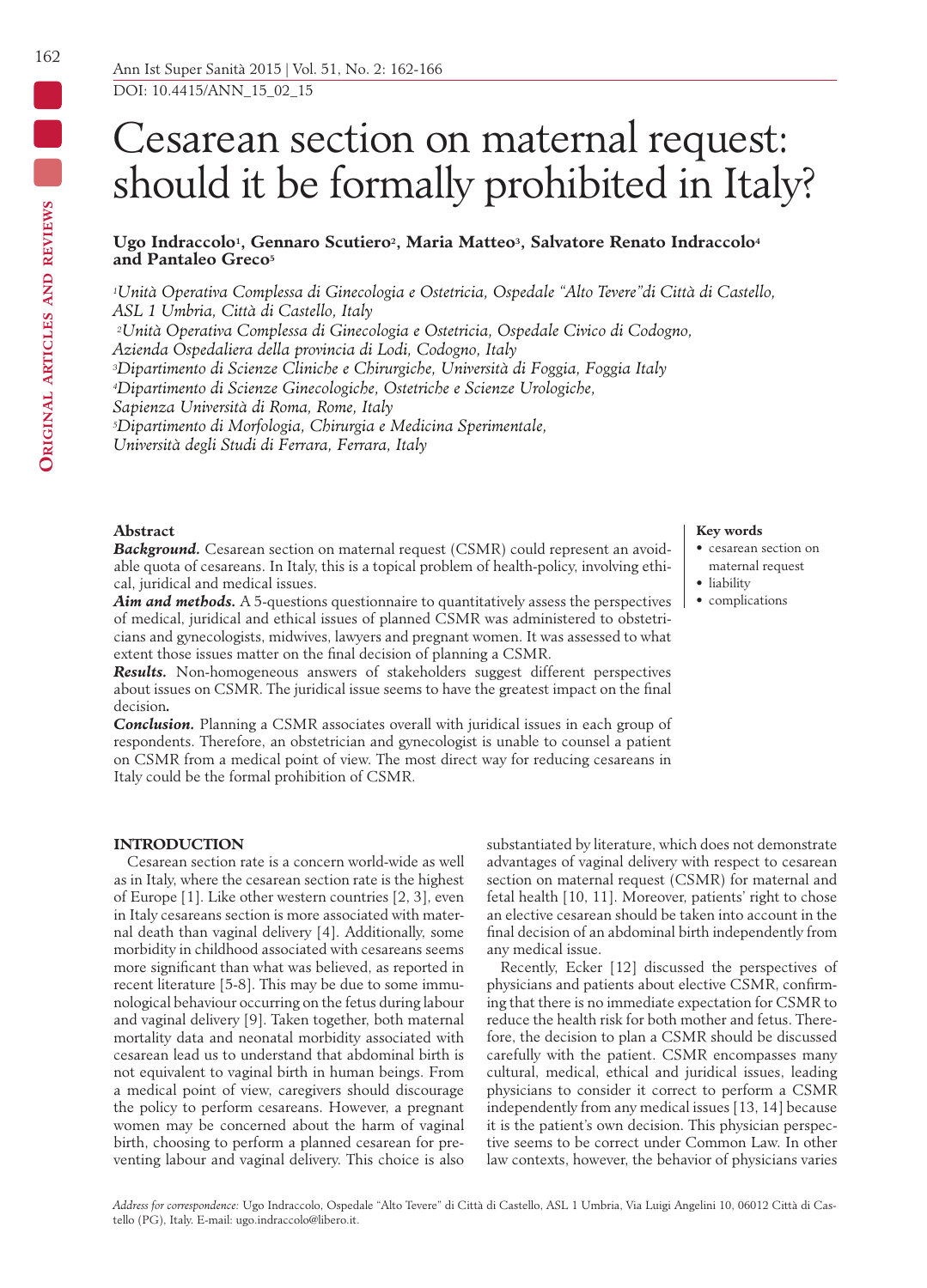# Cesarean section on maternal request: should it be formally prohibited in Italy?

**Ugo Indraccolo[1], Gennaro Scutiero[2], Maria Matteo[3], Salvatore Renato Indraccolo[4] and Pantaleo Greco[5]**

*[1]Unità Operativa Complessa di Ginecologia e Ostetricia, Ospedale "Alto Tevere" di Città di Castello, ASL 1 Umbria, Città di Castello, Italy*
*[2]Unità Operativa Complessa di Ginecologia e Ostetricia, Ospedale Civico di Codogno, Azienda Ospedaliera della provincia di Lodi, Codogno, Italy*
*[3]Dipartimento di Scienze Cliniche e Chirurgiche, Università di Foggia, Foggia Italy*
*[4]Dipartimento di Scienze Ginecologiche, Ostetriche e Scienze Urologiche, Sapienza Università di Roma, Rome, Italy*
*[5]Dipartimento di Morfologia, Chirurgia e Medicina Sperimentale, Università degli Studi di Ferrara, Ferrara, Italy*

## Abstract

***Background.*** Cesarean section on maternal request (CSMR) could represent an avoidable quota of cesareans. In Italy, this is a topical problem of health-policy, involving ethical, juridical and medical issues.

***Aim and methods.*** A 5-questions questionnaire to quantitatively assess the perspectives of medical, juridical and ethical issues of planned CSMR was administered to obstetricians and gynecologists, midwives, lawyers and pregnant women. It was assessed to what extent those issues matter on the final decision of planning a CSMR.

***Results.*** Non-homogeneous answers of stakeholders suggest different perspectives about issues on CSMR. The juridical issue seems to have the greatest impact on the final decision**.**

***Conclusion.*** Planning a CSMR associates overall with juridical issues in each group of respondents. Therefore, an obstetrician and gynecologist is unable to counsel a patient on CSMR from a medical point of view. The most direct way for reducing cesareans in Italy could be the formal prohibition of CSMR.

**Key words**
- cesarean section on maternal request
- liability
- complications

## INTRODUCTION

Cesarean section rate is a concern world-wide as well as in Italy, where the cesarean section rate is the highest of Europe [1]. Like other western countries [2, 3], even in Italy cesareans section is more associated with maternal death than vaginal delivery [4]. Additionally, some morbidity in childhood associated with cesareans seems more significant than what was believed, as reported in recent literature [5-8]. This may be due to some immunological behaviour occurring on the fetus during labour and vaginal delivery [9]. Taken together, both maternal mortality data and neonatal morbidity associated with cesarean lead us to understand that abdominal birth is not equivalent to vaginal birth in human beings. From a medical point of view, caregivers should discourage the policy to perform cesareans. However, a pregnant women may be concerned about the harm of vaginal birth, choosing to perform a planned cesarean for preventing labour and vaginal delivery. This choice is also substantiated by literature, which does not demonstrate advantages of vaginal delivery with respect to cesarean section on maternal request (CSMR) for maternal and fetal health [10, 11]. Moreover, patients' right to chose the an elective cesarean should be taken into account in the final decision of an abdominal birth independently from any medical issue.

Recently, Ecker [12] discussed the perspectives of physicians and patients about elective CSMR, confirming that there is no immediate expectation for CSMR to reduce the health risk for both mother and fetus. Therefore, the decision to plan a CSMR should be discussed carefully with the patient. CSMR encompasses many cultural, medical, ethical and juridical issues, leading physicians to consider it correct to perform a CSMR independently from any medical issues [13, 14] because it is the patient's own decision. This physician perspective seems to be correct under Common Law. In other law contexts, however, the behavior of physicians varies

*Address for correspondence:* Ugo Indraccolo, Ospedale "Alto Tevere" di Città di Castello, ASL 1 Umbria, Via Luigi Angelini 10, 06012 Città di Castello (PG), Italy. E-mail: ugo.indraccolo@libero.it.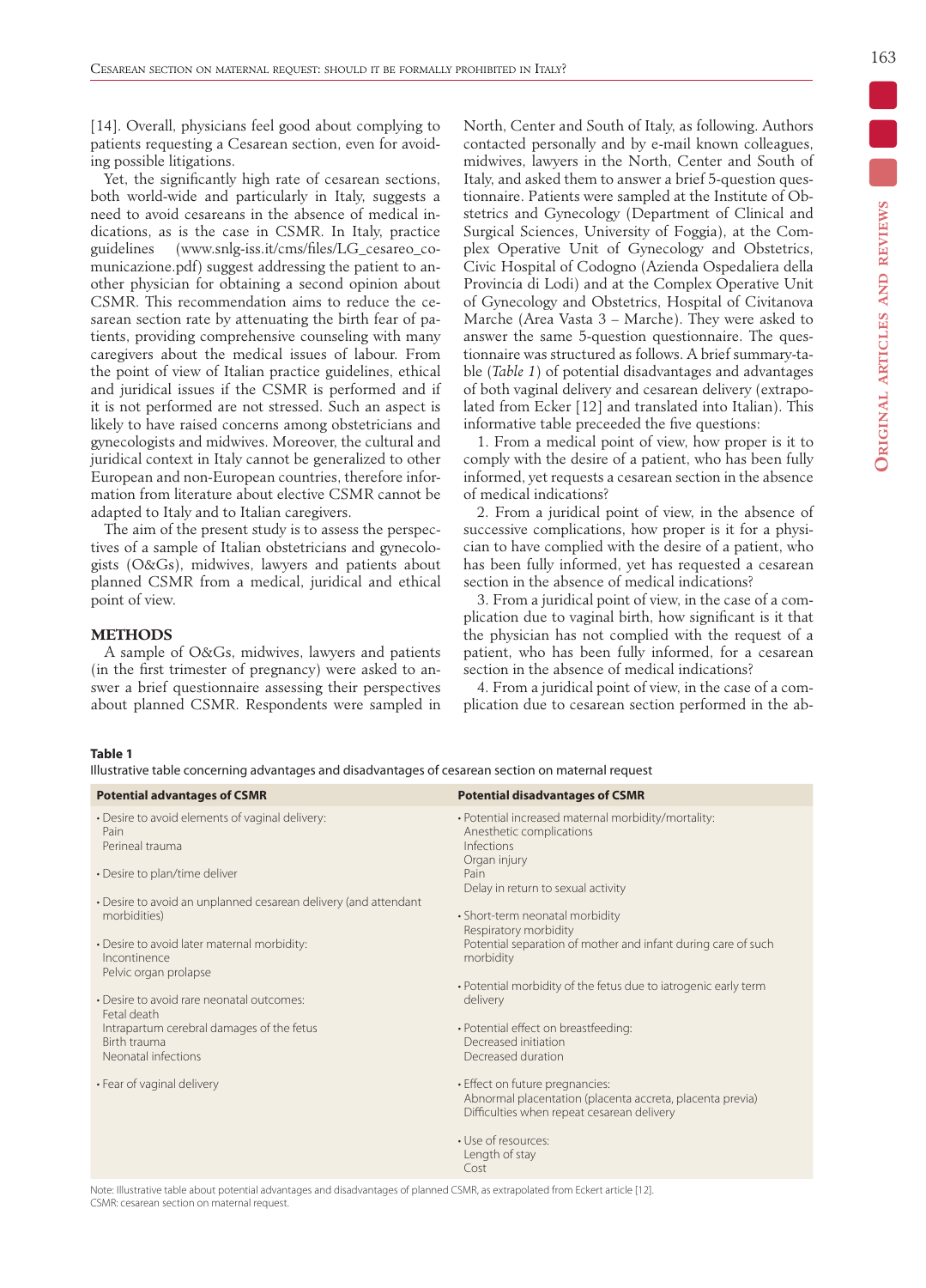[14]. Overall, physicians feel good about complying to patients requesting a Cesarean section, even for avoiding possible litigations.

Yet, the significantly high rate of cesarean sections, both world-wide and particularly in Italy, suggests a need to avoid cesareans in the absence of medical indications, as is the case in CSMR. In Italy, practice guidelines (www.snlg-iss.it/cms/files/LG_cesareo_comunicazione.pdf) suggest addressing the patient to another physician for obtaining a second opinion about CSMR. This recommendation aims to reduce the cesarean section rate by attenuating the birth fear of patients, providing comprehensive counseling with many caregivers about the medical issues of labour. From the point of view of Italian practice guidelines, ethical and juridical issues if the CSMR is performed and if it is not performed are not stressed. Such an aspect is likely to have raised concerns among obstetricians and gynecologists and midwives. Moreover, the cultural and juridical context in Italy cannot be generalized to other European and non-European countries, therefore information from literature about elective CSMR cannot be adapted to Italy and to Italian caregivers.

The aim of the present study is to assess the perspectives of a sample of Italian obstetricians and gynecologists (O&Gs), midwives, lawyers and patients about planned CSMR from a medical, juridical and ethical point of view.

## METHODS

A sample of O&Gs, midwives, lawyers and patients (in the first trimester of pregnancy) were asked to answer a brief questionnaire assessing their perspectives about planned CSMR. Respondents were sampled in North, Center and South of Italy, as following. Authors contacted personally and by e-mail known colleagues, midwives, lawyers in the North, Center and South of Italy, and asked them to answer a brief 5-question questionnaire. Patients were sampled at the Institute of Obstetrics and Gynecology (Department of Clinical and Surgical Sciences, University of Foggia), at the Complex Operative Unit of Gynecology and Obstetrics, Civic Hospital of Codogno (Azienda Ospedaliera della Provincia di Lodi) and at the Complex Operative Unit of Gynecology and Obstetrics, Hospital of Civitanova Marche (Area Vasta 3 – Marche). They were asked to answer the same 5-question questionnaire. The questionnaire was structured as follows. A brief summary-table (*Table 1*) of potential disadvantages and advantages of both vaginal delivery and cesarean delivery (extrapolated from Ecker [12] and translated into Italian). This informative table preceeded the five questions:

1. From a medical point of view, how proper is it to comply with the desire of a patient, who has been fully informed, yet requests a cesarean section in the absence of medical indications?
2. From a juridical point of view, in the absence of successive complications, how proper is it for a physician to have complied with the desire of a patient, who has been fully informed, yet has requested a cesarean section in the absence of medical indications?
3. From a juridical point of view, in the case of a complication due to vaginal birth, how significant is it that the physician has not complied with the request of a patient, who has been fully informed, for a cesarean section in the absence of medical indications?
4. From a juridical point of view, in the case of a complication due to cesarean section performed in the ab-

**Table 1**
Illustrative table concerning advantages and disadvantages of cesarean section on maternal request

| Potential advantages of CSMR | Potential disadvantages of CSMR |
|---|---|
| • Desire to avoid elements of vaginal delivery:<br>Pain<br>Perineal trauma<br><br>• Desire to plan/time deliver<br><br>• Desire to avoid an unplanned cesarean delivery (and attendant morbidities)<br><br>• Desire to avoid later maternal morbidity:<br>Incontinence<br>Pelvic organ prolapse<br><br>• Desire to avoid rare neonatal outcomes:<br>Fetal death<br>Intrapartum cerebral damages of the fetus<br>Birth trauma<br>Neonatal infections<br><br>• Fear of vaginal delivery | • Potential increased maternal morbidity/mortality:<br>Anesthetic complications<br>Infections<br>Organ injury<br>Pain<br>Delay in return to sexual activity<br><br>• Short-term neonatal morbidity<br>Respiratory morbidity<br>Potential separation of mother and infant during care of such morbidity<br><br>• Potential morbidity of the fetus due to iatrogenic early term delivery<br><br>• Potential effect on breastfeeding:<br>Decreased initiation<br>Decreased duration<br><br>• Effect on future pregnancies:<br>Abnormal placentation (placenta accreta, placenta previa)<br>Difficulties when repeat cesarean delivery<br><br>• Use of resources:<br>Length of stay<br>Cost |

Note: Illustrative table about potential advantages and disadvantages of planned CSMR, as extrapolated from Eckert article [12].
CSMR: cesarean section on maternal request.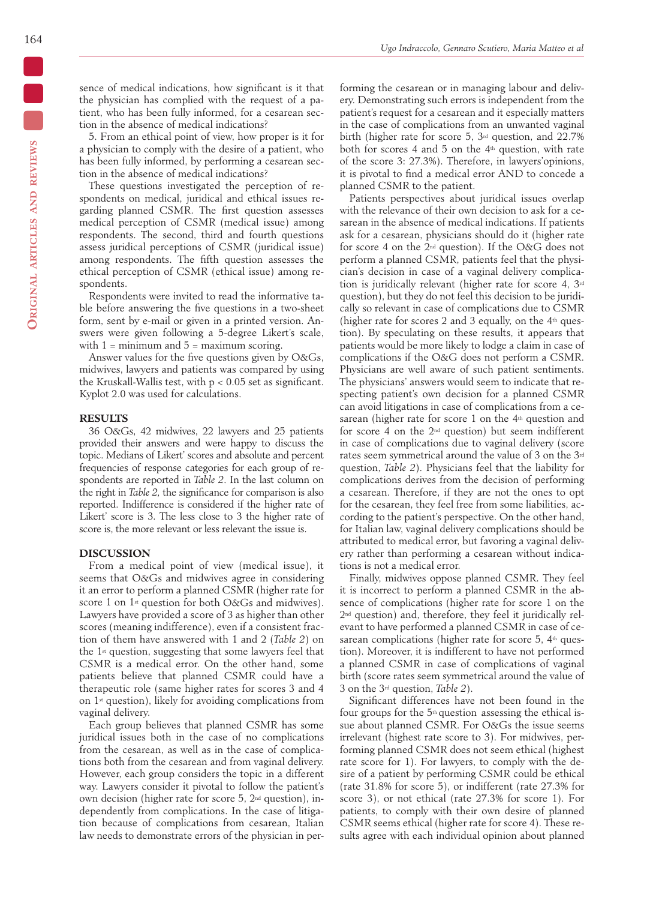sence of medical indications, how significant is it that the physician has complied with the request of a patient, who has been fully informed, for a cesarean section in the absence of medical indications?

5. From an ethical point of view, how proper is it for a physician to comply with the desire of a patient, who has been fully informed, by performing a cesarean section in the absence of medical indications?

These questions investigated the perception of respondents on medical, juridical and ethical issues regarding planned CSMR. The first question assesses medical perception of CSMR (medical issue) among respondents. The second, third and fourth questions assess juridical perceptions of CSMR (juridical issue) among respondents. The fifth question assesses the ethical perception of CSMR (ethical issue) among respondents.

Respondents were invited to read the informative table before answering the five questions in a two-sheet form, sent by e-mail or given in a printed version. Answers were given following a 5-degree Likert's scale, with 1 = minimum and 5 = maximum scoring.

Answer values for the five questions given by O&Gs, midwives, lawyers and patients was compared by using the Kruskall-Wallis test, with $p < 0.05$ set as significant. Kyplot 2.0 was used for calculations.

## RESULTS

36 O&Gs, 42 midwives, 22 lawyers and 25 patients provided their answers and were happy to discuss the topic. Medians of Likert' scores and absolute and percent frequencies of response categories for each group of respondents are reported in *Table 2*. In the last column on the right in *Table 2*, the significance for comparison is also reported. Indifference is considered if the higher rate of Likert' score is 3. The less close to 3 the higher rate of score is, the more relevant or less relevant the issue is.

## DISCUSSION

From a medical point of view (medical issue), it seems that O&Gs and midwives agree in considering it an error to perform a planned CSMR (higher rate for score 1 on 1st question for both O&Gs and midwives). Lawyers have provided a score of 3 as higher than other scores (meaning indifference), even if a consistent fraction of them have answered with 1 and 2 (*Table 2*) on the 1st question, suggesting that some lawyers feel that CSMR is a medical error. On the other hand, some patients believe that planned CSMR could have a therapeutic role (same higher rates for scores 3 and 4 on 1st question), likely for avoiding complications from vaginal delivery.

Each group believes that planned CSMR has some juridical issues both in the case of no complications from the cesarean, as well as in the case of complications both from the cesarean and from vaginal delivery. However, each group considers the topic in a different way. Lawyers consider it pivotal to follow the patient's own decision (higher rate for score 5, 2nd question), independently from complications. In the case of litigation because of complications from cesarean, Italian law needs to demonstrate errors of the physician in performing the cesarean or in managing labour and delivery. Demonstrating such errors is independent from the patient's request for a cesarean and it especially matters in the case of complications from an unwanted vaginal birth (higher rate for score 5, 3rd question, and 22.7% both for scores 4 and 5 on the 4th question, with rate of the score 3: 27.3%). Therefore, in lawyers'opinions, it is pivotal to find a medical error AND to concede a planned CSMR to the patient.

Patients perspectives about juridical issues overlap with the relevance of their own decision to ask for a cesarean in the absence of medical indications. If patients ask for a cesarean, physicians should do it (higher rate for score 4 on the 2nd question). If the O&G does not perform a planned CSMR, patients feel that the physician's decision in case of a vaginal delivery complication is juridically relevant (higher rate for score 4, 3rd question), but they do not feel this decision to be juridically so relevant in case of complications due to CSMR (higher rate for scores 2 and 3 equally, on the 4th question). By speculating on these results, it appears that patients would be more likely to lodge a claim in case of complications if the O&G does not perform a CSMR. Physicians are well aware of such patient sentiments. The physicians' answers would seem to indicate that respecting patient's own decision for a planned CSMR can avoid litigations in case of complications from a cesarean (higher rate for score 1 on the 4th question and for score 4 on the 2nd question) but seem indifferent in case of complications due to vaginal delivery (score rates seem symmetrical around the value of 3 on the 3rd question, *Table 2*). Physicians feel that the liability for complications derives from the decision of performing a cesarean. Therefore, if they are not the ones to opt for the cesarean, they feel free from some liabilities, according to the patient's perspective. On the other hand, for Italian law, vaginal delivery complications should be attributed to medical error, but favoring a vaginal delivery rather than performing a cesarean without indications is not a medical error.

Finally, midwives oppose planned CSMR. They feel it is incorrect to perform a planned CSMR in the absence of complications (higher rate for score 1 on the 2nd question) and, therefore, they feel it juridically relevant to have performed a planned CSMR in case of cesarean complications (higher rate for score 5, 4th question). Moreover, it is indifferent to have not performed a planned CSMR in case of complications of vaginal birth (score rates seem symmetrical around the value of 3 on the 3rd question, *Table 2*).

Significant differences have not been found in the four groups for the 5th question assessing the ethical issue about planned CSMR. For O&Gs the issue seems irrelevant (highest rate score to 3). For midwives, performing planned CSMR does not seem ethical (highest rate score for 1). For lawyers, to comply with the desire of a patient by performing CSMR could be ethical (rate 31.8% for score 5), or indifferent (rate 27.3% for score 3), or not ethical (rate 27.3% for score 1). For patients, to comply with their own desire of planned CSMR seems ethical (higher rate for score 4). These results agree with each individual opinion about planned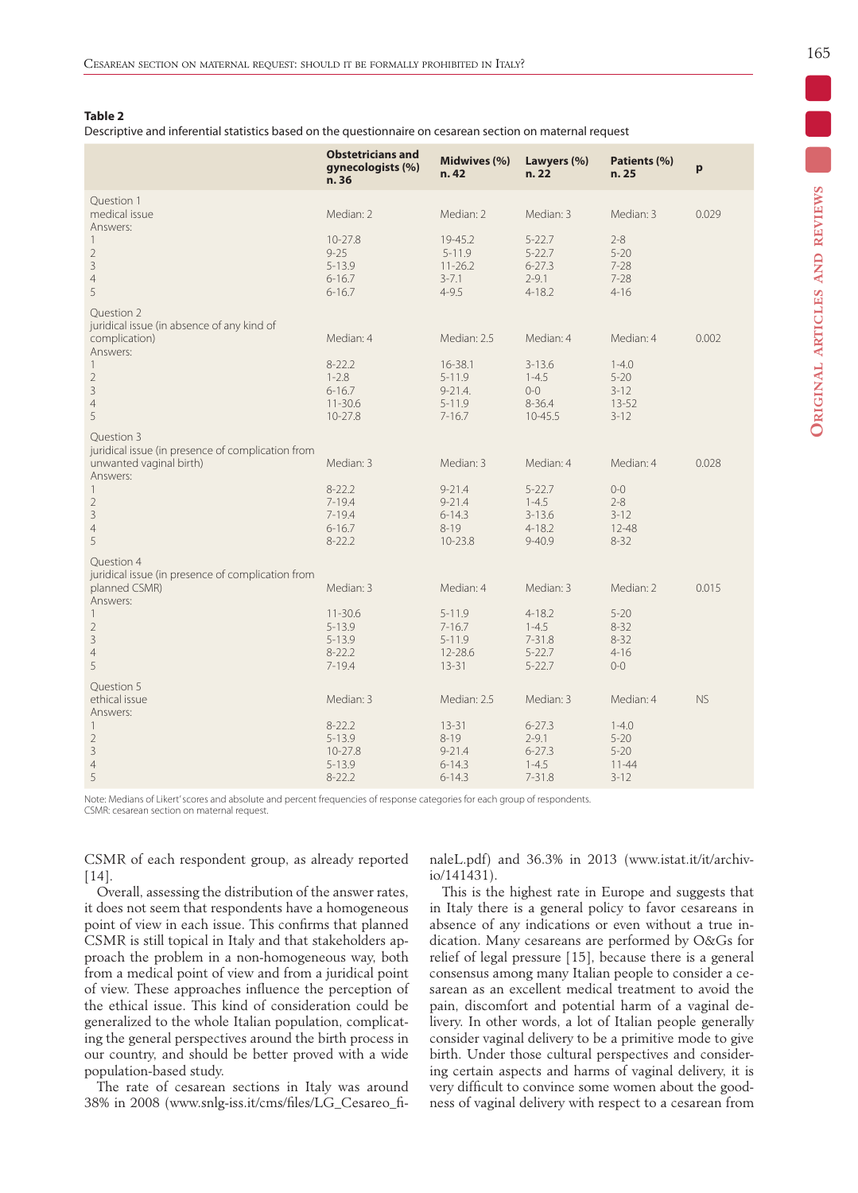**Table 2**
Descriptive and inferential statistics based on the questionnaire on cesarean section on maternal request

| | Obstetricians and gynecologists (%) n. 36 | Midwives (%) n. 42 | Lawyers (%) n. 22 | Patients (%) n. 25 | p |
|---|---|---|---|---|---|
| Question 1 medical issue | Median: 2 | Median: 2 | Median: 3 | Median: 3 | 0.029 |
| Answers: | | | | | |
| 1 | 10-27.8 | 19-45.2 | 5-22.7 | 2-8 | |
| 2 | 9-25 | 5-11.9 | 5-22.7 | 5-20 | |
| 3 | 5-13.9 | 11-26.2 | 6-27.3 | 7-28 | |
| 4 | 6-16.7 | 3-7.1 | 2-9.1 | 7-28 | |
| 5 | 6-16.7 | 4-9.5 | 4-18.2 | 4-16 | |
| Question 2 juridical issue (in absence of any kind of complication) | Median: 4 | Median: 2.5 | Median: 4 | Median: 4 | 0.002 |
| Answers: | | | | | |
| 1 | 8-22.2 | 16-38.1 | 3-13.6 | 1-4.0 | |
| 2 | 1-2.8 | 5-11.9 | 1-4.5 | 5-20 | |
| 3 | 6-16.7 | 9-21.4. | 0-0 | 3-12 | |
| 4 | 11-30.6 | 5-11.9 | 8-36.4 | 13-52 | |
| 5 | 10-27.8 | 7-16.7 | 10-45.5 | 3-12 | |
| Question 3 juridical issue (in presence of complication from unwanted vaginal birth) | Median: 3 | Median: 3 | Median: 4 | Median: 4 | 0.028 |
| Answers: | | | | | |
| 1 | 8-22.2 | 9-21.4 | 5-22.7 | 0-0 | |
| 2 | 7-19.4 | 9-21.4 | 1-4.5 | 2-8 | |
| 3 | 7-19.4 | 6-14.3 | 3-13.6 | 3-12 | |
| 4 | 6-16.7 | 8-19 | 4-18.2 | 12-48 | |
| 5 | 8-22.2 | 10-23.8 | 9-40.9 | 8-32 | |
| Question 4 juridical issue (in presence of complication from planned CSMR) | Median: 3 | Median: 4 | Median: 3 | Median: 2 | 0.015 |
| Answers: | | | | | |
| 1 | 11-30.6 | 5-11.9 | 4-18.2 | 5-20 | |
| 2 | 5-13.9 | 7-16.7 | 1-4.5 | 8-32 | |
| 3 | 5-13.9 | 5-11.9 | 7-31.8 | 8-32 | |
| 4 | 8-22.2 | 12-28.6 | 5-22.7 | 4-16 | |
| 5 | 7-19.4 | 13-31 | 5-22.7 | 0-0 | |
| Question 5 ethical issue | Median: 3 | Median: 2.5 | Median: 3 | Median: 4 | NS |
| Answers: | | | | | |
| 1 | 8-22.2 | 13-31 | 6-27.3 | 1-4.0 | |
| 2 | 5-13.9 | 8-19 | 2-9.1 | 5-20 | |
| 3 | 10-27.8 | 9-21.4 | 6-27.3 | 5-20 | |
| 4 | 5-13.9 | 6-14.3 | 1-4.5 | 11-44 | |
| 5 | 8-22.2 | 6-14.3 | 7-31.8 | 3-12 | |

Note: Medians of Likert' scores and absolute and percent frequencies of response categories for each group of respondents.
CSMR: cesarean section on maternal request.

CSMR of each respondent group, as already reported [14].

Overall, assessing the distribution of the answer rates, it does not seem that respondents have a homogeneous point of view in each issue. This confirms that planned CSMR is still topical in Italy and that stakeholders approach the problem in a non-homogeneous way, both from a medical point of view and from a juridical point of view. These approaches influence the perception of the ethical issue. This kind of consideration could be generalized to the whole Italian population, complicating the general perspectives around the birth process in our country, and should be better proved with a wide population-based study.

The rate of cesarean sections in Italy was around 38% in 2008 (www.snlg-iss.it/cms/files/LG_Cesareo_finaleL.pdf) and 36.3% in 2013 (www.istat.it/it/archivio/141431).

This is the highest rate in Europe and suggests that in Italy there is a general policy to favor cesareans in absence of any indications or even without a true indication. Many cesareans are performed by O&Gs for relief of legal pressure [15], because there is a general consensus among many Italian people to consider a cesarean as an excellent medical treatment to avoid the pain, discomfort and potential harm of a vaginal delivery. In other words, a lot of Italian people generally consider vaginal delivery to be a primitive mode to give birth. Under those cultural perspectives and considering certain aspects and harms of vaginal delivery, it is very difficult to convince some women about the goodness of vaginal delivery with respect to a cesarean from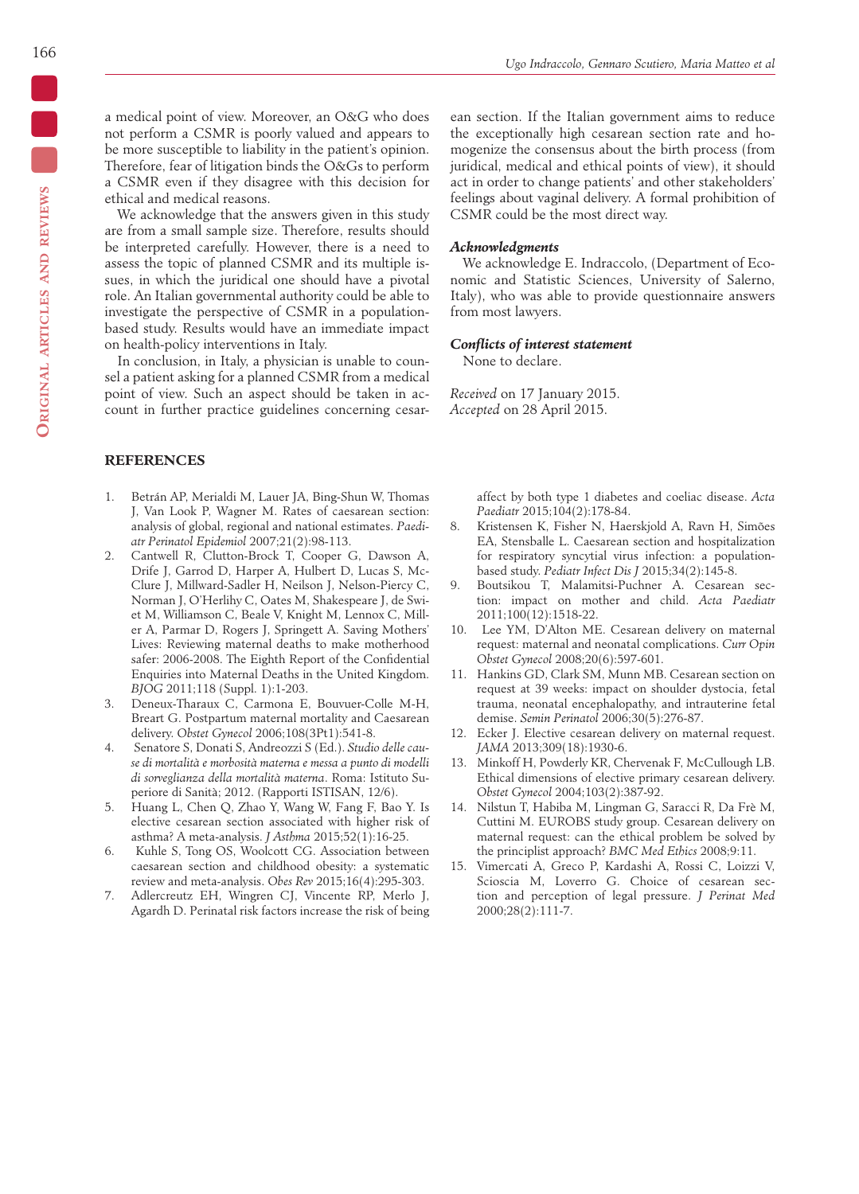a medical point of view. Moreover, an O&G who does not perform a CSMR is poorly valued and appears to be more susceptible to liability in the patient's opinion. Therefore, fear of litigation binds the O&Gs to perform a CSMR even if they disagree with this decision for ethical and medical reasons.

We acknowledge that the answers given in this study are from a small sample size. Therefore, results should be interpreted carefully. However, there is a need to assess the topic of planned CSMR and its multiple issues, in which the juridical one should have a pivotal role. An Italian governmental authority could be able to investigate the perspective of CSMR in a population-based study. Results would have an immediate impact on health-policy interventions in Italy.

In conclusion, in Italy, a physician is unable to counsel a patient asking for a planned CSMR from a medical point of view. Such an aspect should be taken in account in further practice guidelines concerning cesarean section. If the Italian government aims to reduce the exceptionally high cesarean section rate and homogenize the consensus about the birth process (from juridical, medical and ethical points of view), it should act in order to change patients' and other stakeholders' feelings about vaginal delivery. A formal prohibition of CSMR could be the most direct way.

### *Acknowledgments*

We acknowledge E. Indraccolo, (Department of Economic and Statistic Sciences, University of Salerno, Italy), who was able to provide questionnaire answers from most lawyers.

### *Conflicts of interest statement*

None to declare.

*Received* on 17 January 2015.
*Accepted* on 28 April 2015.

## REFERENCES

1. Betrán AP, Merialdi M, Lauer JA, Bing-Shun W, Thomas J, Van Look P, Wagner M. Rates of caesarean section: analysis of global, regional and national estimates. *Paediatr Perinatol Epidemiol* 2007;21(2):98-113.
2. Cantwell R, Clutton-Brock T, Cooper G, Dawson A, Drife J, Garrod D, Harper A, Hulbert D, Lucas S, McClure J, Millward-Sadler H, Neilson J, Nelson-Piercy C, Norman J, O'Herlihy C, Oates M, Shakespeare J, de Swiet M, Williamson C, Beale V, Knight M, Lennox C, Miller A, Parmar D, Rogers J, Springett A. Saving Mothers' Lives: Reviewing maternal deaths to make motherhood safer: 2006-2008. The Eighth Report of the Confidential Enquiries into Maternal Deaths in the United Kingdom. *BJOG* 2011;118 (Suppl. 1):1-203.
3. Deneux-Tharaux C, Carmona E, Bouvuer-Colle M-H, Breart G. Postpartum maternal mortality and Caesarean delivery. *Obstet Gynecol* 2006;108(3Pt1):541-8.
4. Senatore S, Donati S, Andreozzi S (Ed.). *Studio delle cause di mortalità e morbosità materna e messa a punto di modelli di sorveglianza della mortalità materna*. Roma: Istituto Superiore di Sanità; 2012. (Rapporti ISTISAN, 12/6).
5. Huang L, Chen Q, Zhao Y, Wang W, Fang F, Bao Y. Is elective cesarean section associated with higher risk of asthma? A meta-analysis. *J Asthma* 2015;52(1):16-25.
6. Kuhle S, Tong OS, Woolcott CG. Association between caesarean section and childhood obesity: a systematic review and meta-analysis. *Obes Rev* 2015;16(4):295-303.
7. Adlercreutz EH, Wingren CJ, Vincente RP, Merlo J, Agardh D. Perinatal risk factors increase the risk of being affect by both type 1 diabetes and coeliac disease. *Acta Paediatr* 2015;104(2):178-84.
8. Kristensen K, Fisher N, Haerskjold A, Ravn H, Simões EA, Stensballe L. Caesarean section and hospitalization for respiratory syncytial virus infection: a population-based study. *Pediatr Infect Dis J* 2015;34(2):145-8.
9. Boutsikou T, Malamitsi-Puchner A. Cesarean section: impact on mother and child. *Acta Paediatr* 2011;100(12):1518-22.
10. Lee YM, D'Alton ME. Cesarean delivery on maternal request: maternal and neonatal complications. *Curr Opin Obstet Gynecol* 2008;20(6):597-601.
11. Hankins GD, Clark SM, Munn MB. Cesarean section on request at 39 weeks: impact on shoulder dystocia, fetal trauma, neonatal encephalopathy, and intrauterine fetal demise. *Semin Perinatol* 2006;30(5):276-87.
12. Ecker J. Elective cesarean delivery on maternal request. *JAMA* 2013;309(18):1930-6.
13. Minkoff H, Powderly KR, Chervenak F, McCullough LB. Ethical dimensions of elective primary cesarean delivery. *Obstet Gynecol* 2004;103(2):387-92.
14. Nilstun T, Habiba M, Lingman G, Saracci R, Da Frè M, Cuttini M. EUROBS study group. Cesarean delivery on maternal request: can the ethical problem be solved by the principlist approach? *BMC Med Ethics* 2008;9:11.
15. Vimercati A, Greco P, Kardashi A, Rossi C, Loizzi V, Scioscia M, Loverro G. Choice of cesarean section and perception of legal pressure. *J Perinat Med* 2000;28(2):111-7.